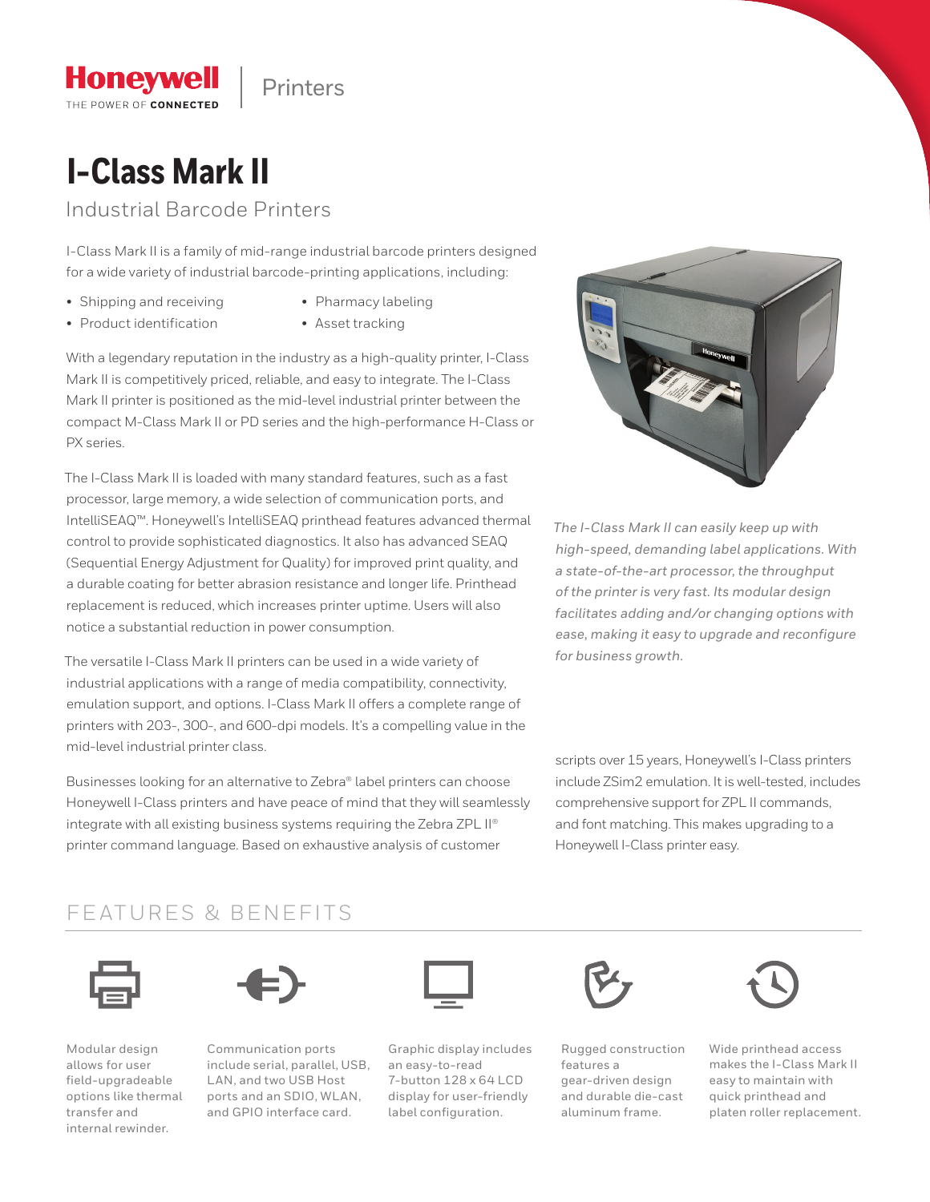Honeywell | Printers

THE POWER OF CONNECTED

# I-Class Mark II

## Industrial Barcode Printers

I-Class Mark II is a family of mid-range industrial barcode printers designed for a wide variety of industrial barcode-printing applications, including:

- Shipping and receiving
- Product identification
- Pharmacy labeling
- Asset tracking

With a legendary reputation in the industry as a high-quality printer, I-Class Mark II is competitively priced, reliable, and easy to integrate. The I-Class Mark II printer is positioned as the mid-level industrial printer between the compact M-Class Mark II or PD series and the high-performance H-Class or PX series.

The I-Class Mark II is loaded with many standard features, such as a fast processor, large memory, a wide selection of communication ports, and IntelliSEAQ™. Honeywell's IntelliSEAQ printhead features advanced thermal control to provide sophisticated diagnostics. It also has advanced SEAQ (Sequential Energy Adjustment for Quality) for improved print quality, and a durable coating for better abrasion resistance and longer life. Printhead replacement is reduced, which increases printer uptime. Users will also notice a substantial reduction in power consumption.

The versatile I-Class Mark II printers can be used in a wide variety of industrial applications with a range of media compatibility, connectivity, emulation support, and options. I-Class Mark II offers a complete range of printers with 203-, 300-, and 600-dpi models. It's a compelling value in the mid-level industrial printer class.

Businesses looking for an alternative to Zebra® label printers can choose Honeywell I-Class printers and have peace of mind that they will seamlessly integrate with all existing business systems requiring the Zebra ZPL II® printer command language. Based on exhaustive analysis of customer scripts over 15 years, Honeywell's I-Class printers include ZSim2 emulation. It is well-tested, includes comprehensive support for ZPL II commands, and font matching. This makes upgrading to a Honeywell I-Class printer easy.

*The I-Class Mark II can easily keep up with high-speed, demanding label applications. With a state-of-the-art processor, the throughput of the printer is very fast. Its modular design facilitates adding and/or changing options with ease, making it easy to upgrade and reconfigure for business growth.*

## FEATURES & BENEFITS

Modular design allows for user field-upgradeable options like thermal transfer and internal rewinder.

Communication ports include serial, parallel, USB, LAN, and two USB Host ports and an SDIO, WLAN, and GPIO interface card.

Graphic display includes an easy-to-read 7-button 128 x 64 LCD display for user-friendly label configuration.

Rugged construction features a gear-driven design and durable die-cast aluminum frame.

Wide printhead access makes the I-Class Mark II easy to maintain with quick printhead and platen roller replacement.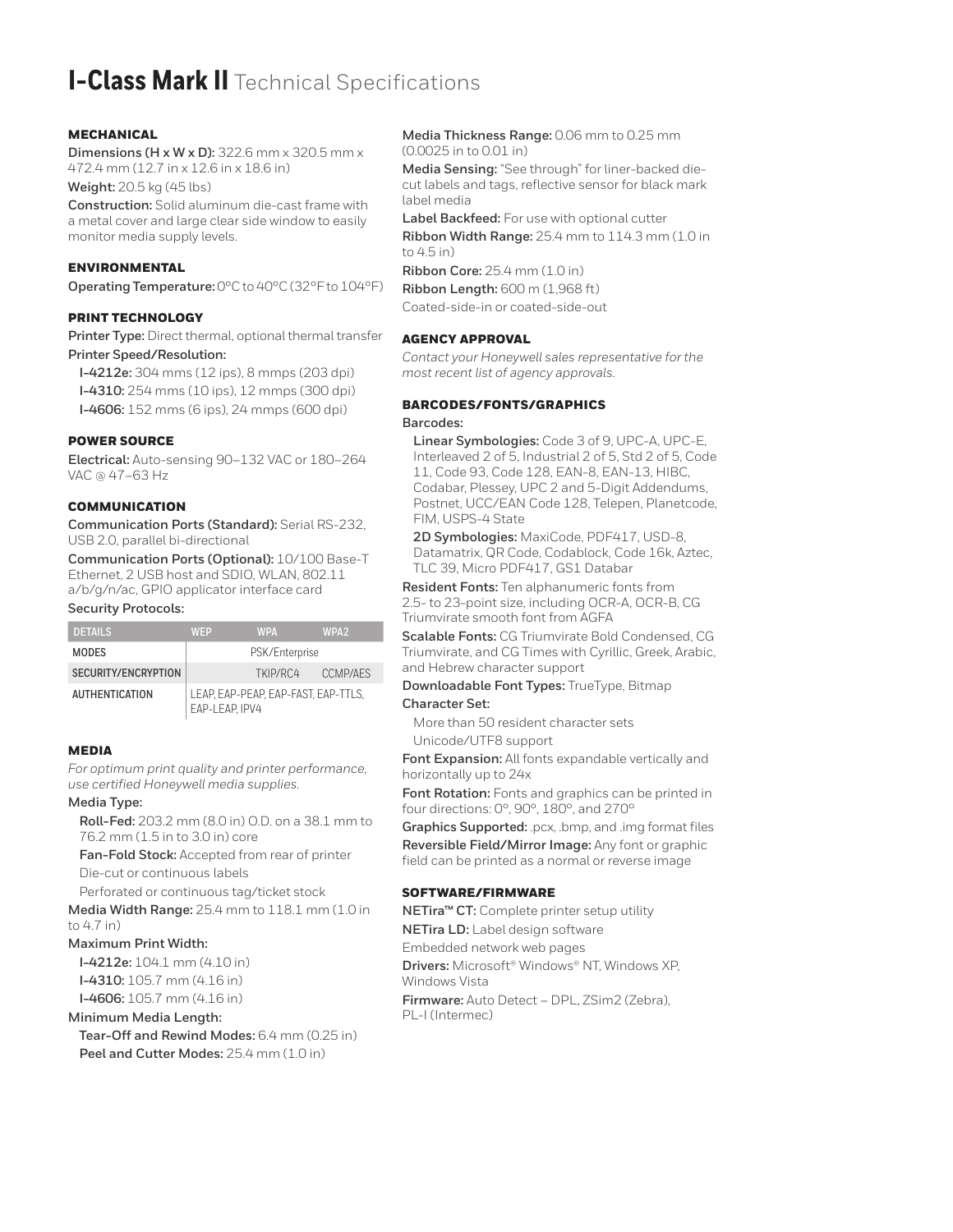# I-Class Mark II Technical Specifications

### MECHANICAL

**Dimensions (H x W x D):** 322.6 mm x 320.5 mm x 472.4 mm (12.7 in x 12.6 in x 18.6 in)

**Weight:** 20.5 kg (45 lbs)

**Construction:** Solid aluminum die-cast frame with a metal cover and large clear side window to easily monitor media supply levels.

### ENVIRONMENTAL

**Operating Temperature:** 0°C to 40°C (32°F to 104°F)

### PRINT TECHNOLOGY

**Printer Type:** Direct thermal, optional thermal transfer

**Printer Speed/Resolution:**

- **I-4212e:** 304 mms (12 ips), 8 mmps (203 dpi)
- **I-4310:** 254 mms (10 ips), 12 mmps (300 dpi)
- **I-4606:** 152 mms (6 ips), 24 mmps (600 dpi)

### POWER SOURCE

**Electrical:** Auto-sensing 90–132 VAC or 180–264 VAC @ 47–63 Hz

### COMMUNICATION

**Communication Ports (Standard):** Serial RS-232, USB 2.0, parallel bi-directional

**Communication Ports (Optional):** 10/100 Base-T Ethernet, 2 USB host and SDIO, WLAN, 802.11 a/b/g/n/ac, GPIO applicator interface card

**Security Protocols:**

| DETAILS | WEP | WPA | WPA2 |
|---|---|---|---|
| MODES | PSK/Enterprise | | |
| SECURITY/ENCRYPTION | | TKIP/RC4 | CCMP/AES |
| AUTHENTICATION | LEAP, EAP-PEAP, EAP-FAST, EAP-TTLS, EAP-LEAP, IPV4 | | |

### MEDIA

*For optimum print quality and printer performance, use certified Honeywell media supplies.*

**Media Type:**

- **Roll-Fed:** 203.2 mm (8.0 in) O.D. on a 38.1 mm to 76.2 mm (1.5 in to 3.0 in) core
- **Fan-Fold Stock:** Accepted from rear of printer
- Die-cut or continuous labels
- Perforated or continuous tag/ticket stock

**Media Width Range:** 25.4 mm to 118.1 mm (1.0 in to 4.7 in)

**Maximum Print Width:**

- **I-4212e:** 104.1 mm (4.10 in)
- **I-4310:** 105.7 mm (4.16 in)
- **I-4606:** 105.7 mm (4.16 in)

**Minimum Media Length:**

- **Tear-Off and Rewind Modes:** 6.4 mm (0.25 in)
- **Peel and Cutter Modes:** 25.4 mm (1.0 in)

**Media Thickness Range:** 0.06 mm to 0.25 mm (0.0025 in to 0.01 in)

**Media Sensing:** "See through" for liner-backed die-cut labels and tags, reflective sensor for black mark label media

**Label Backfeed:** For use with optional cutter

**Ribbon Width Range:** 25.4 mm to 114.3 mm (1.0 in to 4.5 in)

**Ribbon Core:** 25.4 mm (1.0 in)

**Ribbon Length:** 600 m (1,968 ft)

Coated-side-in or coated-side-out

### AGENCY APPROVAL

*Contact your Honeywell sales representative for the most recent list of agency approvals.*

### BARCODES/FONTS/GRAPHICS

**Barcodes:**

- **Linear Symbologies:** Code 3 of 9, UPC-A, UPC-E, Interleaved 2 of 5, Industrial 2 of 5, Std 2 of 5, Code 11, Code 93, Code 128, EAN-8, EAN-13, HIBC, Codabar, Plessey, UPC 2 and 5-Digit Addendums, Postnet, UCC/EAN Code 128, Telepen, Planetcode, FIM, USPS-4 State
- **2D Symbologies:** MaxiCode, PDF417, USD-8, Datamatrix, QR Code, Codablock, Code 16k, Aztec, TLC 39, Micro PDF417, GS1 Databar

**Resident Fonts:** Ten alphanumeric fonts from 2.5- to 23-point size, including OCR-A, OCR-B, CG Triumvirate smooth font from AGFA

**Scalable Fonts:** CG Triumvirate Bold Condensed, CG Triumvirate, and CG Times with Cyrillic, Greek, Arabic, and Hebrew character support

**Downloadable Font Types:** TrueType, Bitmap

**Character Set:**

- More than 50 resident character sets
- Unicode/UTF8 support

**Font Expansion:** All fonts expandable vertically and horizontally up to 24x

**Font Rotation:** Fonts and graphics can be printed in four directions: 0°, 90°, 180°, and 270°

**Graphics Supported:** .pcx, .bmp, and .img format files

**Reversible Field/Mirror Image:** Any font or graphic field can be printed as a normal or reverse image

### SOFTWARE/FIRMWARE

**NETira™ CT:** Complete printer setup utility

**NETira LD:** Label design software

Embedded network web pages

**Drivers:** Microsoft® Windows® NT, Windows XP, Windows Vista

**Firmware:** Auto Detect – DPL, ZSim2 (Zebra), PL-I (Intermec)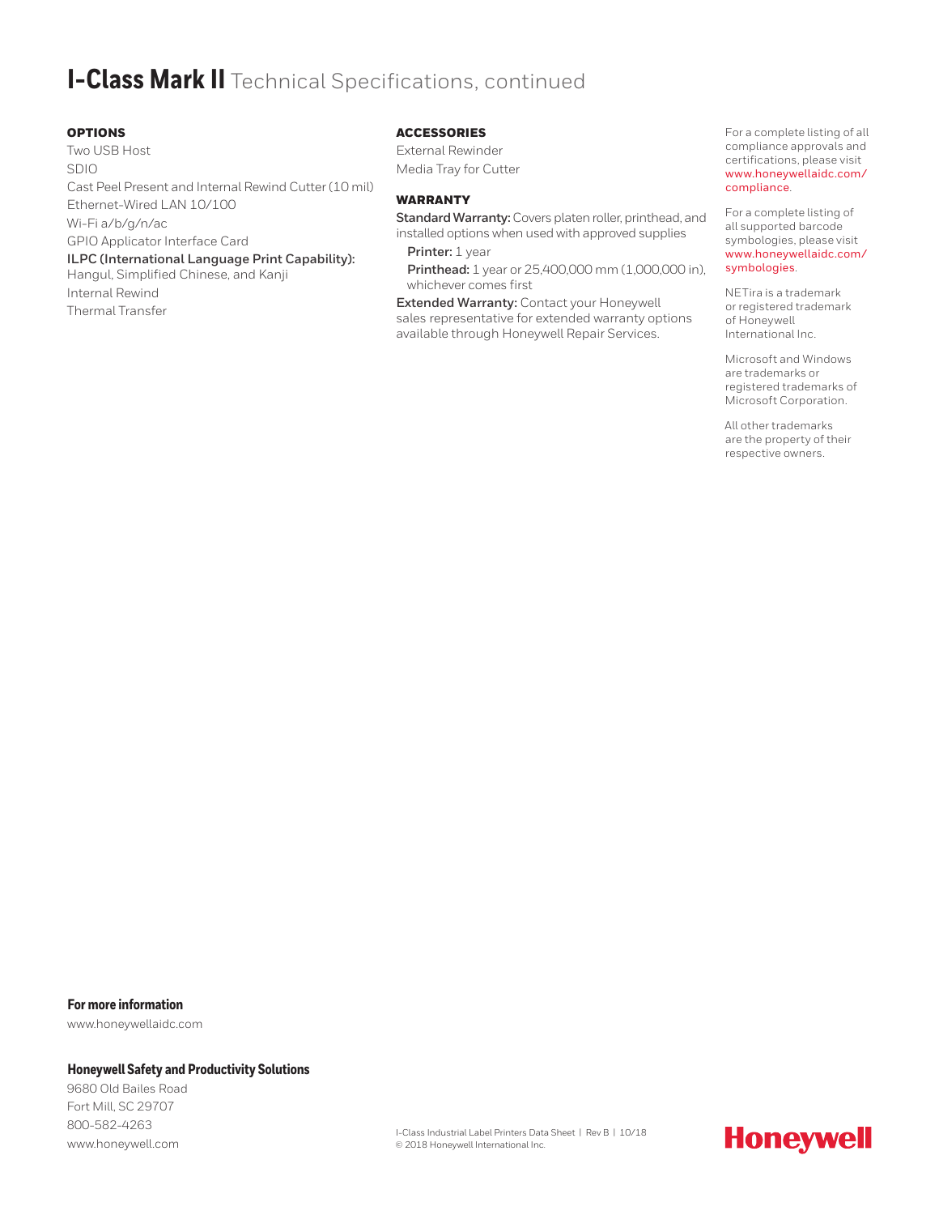# **I-Class Mark II** Technical Specifications, continued

### OPTIONS

Two USB Host

SDIO

Cast Peel Present and Internal Rewind Cutter (10 mil)

Ethernet-Wired LAN 10/100

Wi-Fi a/b/g/n/ac

GPIO Applicator Interface Card

**ILPC (International Language Print Capability):**
Hangul, Simplified Chinese, and Kanji

Internal Rewind

Thermal Transfer

### ACCESSORIES

External Rewinder

Media Tray for Cutter

### WARRANTY

**Standard Warranty:** Covers platen roller, printhead, and installed options when used with approved supplies

**Printer:** 1 year

**Printhead:** 1 year or 25,400,000 mm (1,000,000 in), whichever comes first

**Extended Warranty:** Contact your Honeywell sales representative for extended warranty options available through Honeywell Repair Services.

For a complete listing of all compliance approvals and certifications, please visit www.honeywellaidc.com/compliance.

For a complete listing of all supported barcode symbologies, please visit www.honeywellaidc.com/symbologies.

NETira is a trademark or registered trademark of Honeywell International Inc.

Microsoft and Windows are trademarks or registered trademarks of Microsoft Corporation.

All other trademarks are the property of their respective owners.

**For more information**

www.honeywellaidc.com

**Honeywell Safety and Productivity Solutions**

9680 Old Bailes Road
Fort Mill, SC 29707
800-582-4263
www.honeywell.com

I-Class Industrial Label Printers Data Sheet | Rev B | 10/18
© 2018 Honeywell International Inc.

Honeywell